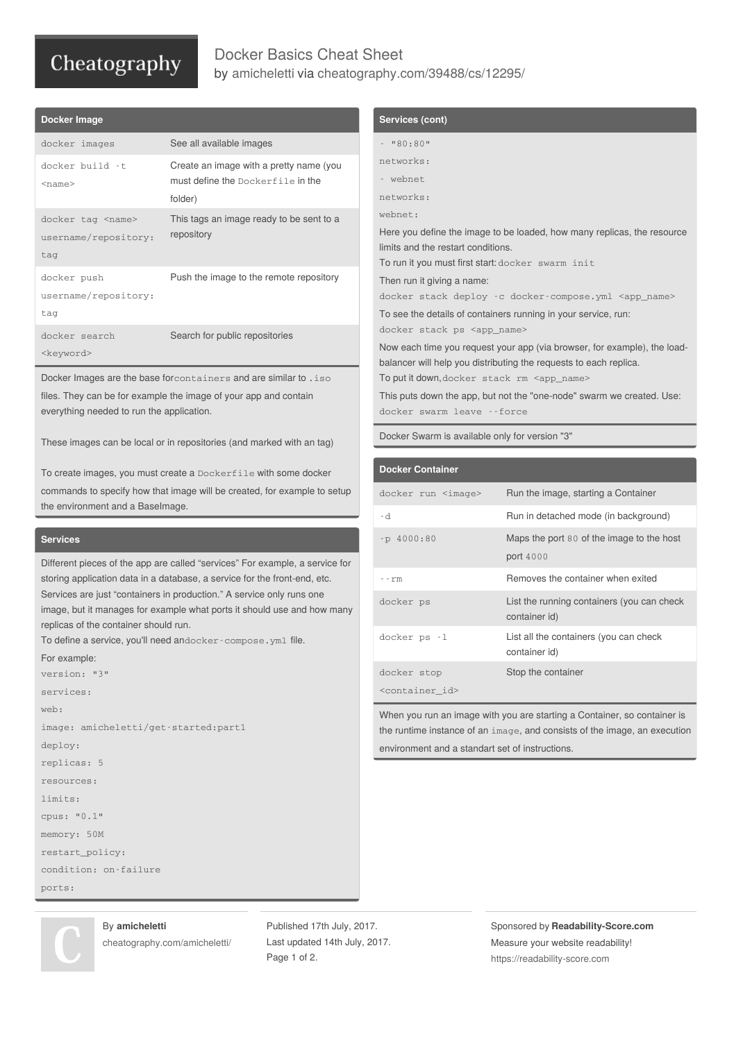# Docker Basics Cheat Sheet

by amicheletti via cheatography.com/39488/cs/12295/

## Docker Image

| | |
|---|---|
| `docker images` | See all available images |
| `docker build -t <name>` | Create an image with a pretty name (you must define the `Dockerfile` in the folder) |
| `docker tag <name> username/repository:tag` | This tags an image ready to be sent to a repository |
| `docker push username/repository:tag` | Push the image to the remote repository |
| `docker search <keyword>` | Search for public repositories |

Docker Images are the base for`containers` and are similar to `.iso` files. They can be for example the image of your app and contain everything needed to run the application.

These images can be local or in repositories (and marked with an tag)

To create images, you must create a `Dockerfile` with some docker commands to specify how that image will be created, for example to setup the environment and a BaseImage.

## Services

Different pieces of the app are called "services" For example, a service for storing application data in a database, a service for the front-end, etc. Services are just "containers in production." A service only runs one image, but it manages for example what ports it should use and how many replicas of the container should run.

To define a service, you'll need an`docker-compose.yml` file.

For example:

```
version: "3"
services:
web:
image: amicheletti/get-started:part1
deploy:
replicas: 5
resources:
limits:
cpus: "0.1"
memory: 50M
restart_policy:
condition: on-failure
ports:
```

## Services (cont)

```
- "80:80"
networks:
- webnet
networks:
webnet:
```

Here you define the image to be loaded, how many replicas, the resource limits and the restart conditions.

To run it you must first start: `docker swarm init`

Then run it giving a name:

`docker stack deploy -c docker-compose.yml <app_name>`

To see the details of containers running in your service, run:

`docker stack ps <app_name>`

Now each time you request your app (via browser, for example), the load-balancer will help you distributing the requests to each replica.

To put it down, `docker stack rm <app_name>`

This puts down the app, but not the "one-node" swarm we created. Use:

`docker swarm leave --force`

Docker Swarm is available only for version "3"

## Docker Container

| | |
|---|---|
| `docker run <image>` | Run the image, starting a Container |
| `-d` | Run in detached mode (in background) |
| `-p 4000:80` | Maps the port `80` of the image to the host port `4000` |
| `--rm` | Removes the container when exited |
| `docker ps` | List the running containers (you can check container id) |
| `docker ps -l` | List all the containers (you can check container id) |
| `docker stop <container_id>` | Stop the container |

When you run an image with you are starting a Container, so container is the runtime instance of an `image`, and consists of the image, an execution environment and a standart set of instructions.

By **amicheletti**
cheatography.com/amicheletti/

Published 17th July, 2017.
Last updated 14th July, 2017.

Sponsored by **Readability-Score.com**
Measure your website readability!
https://readability-score.com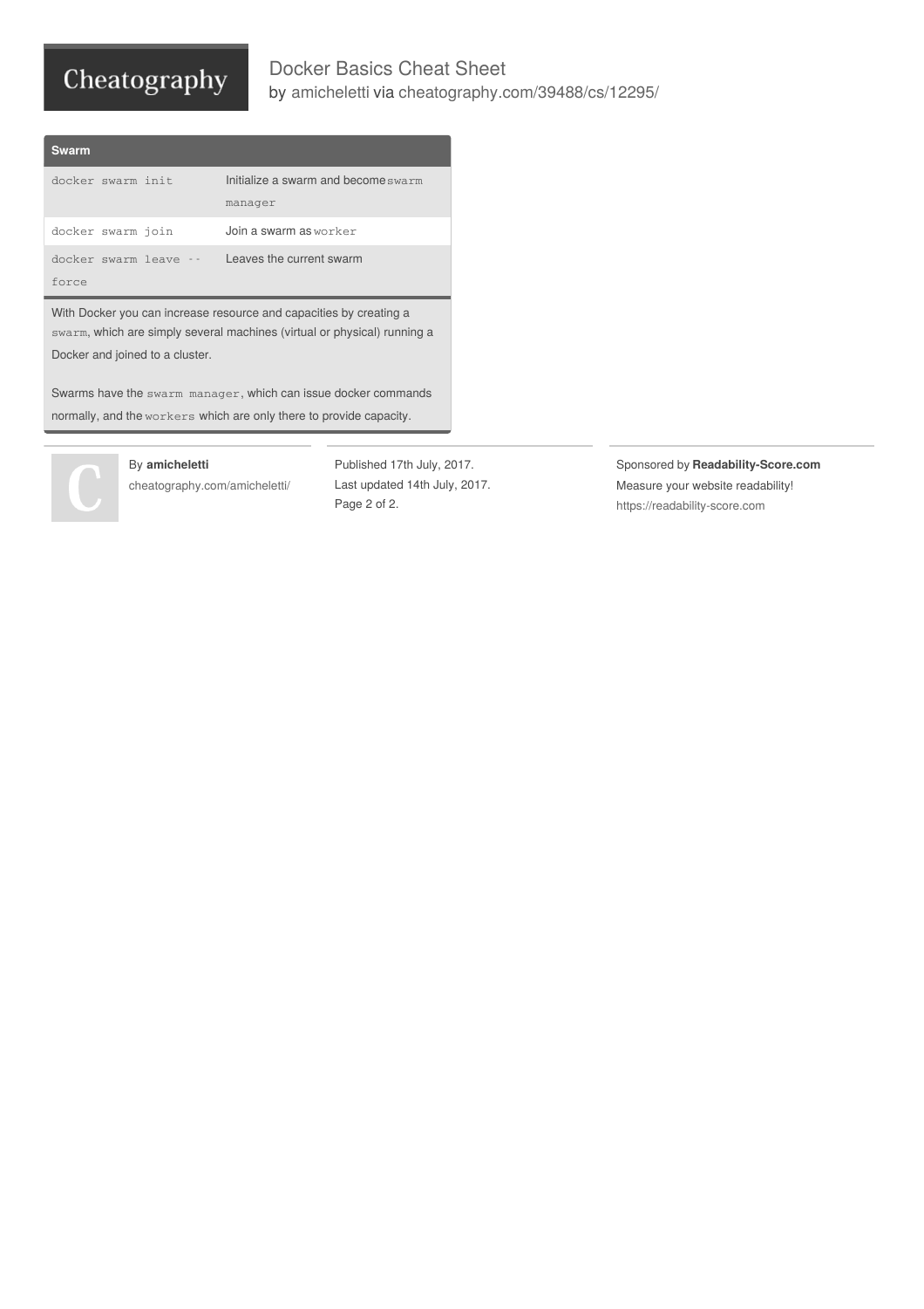## Swarm

| | |
|---|---|
| `docker swarm init` | Initialize a swarm and become `swarm manager` |
| `docker swarm join` | Join a swarm as `worker` |
| `docker swarm leave --force` | Leaves the current swarm |

With Docker you can increase resource and capacities by creating a `swarm`, which are simply several machines (virtual or physical) running a Docker and joined to a cluster.

Swarms have the `swarm manager`, which can issue docker commands normally, and the `workers` which are only there to provide capacity.